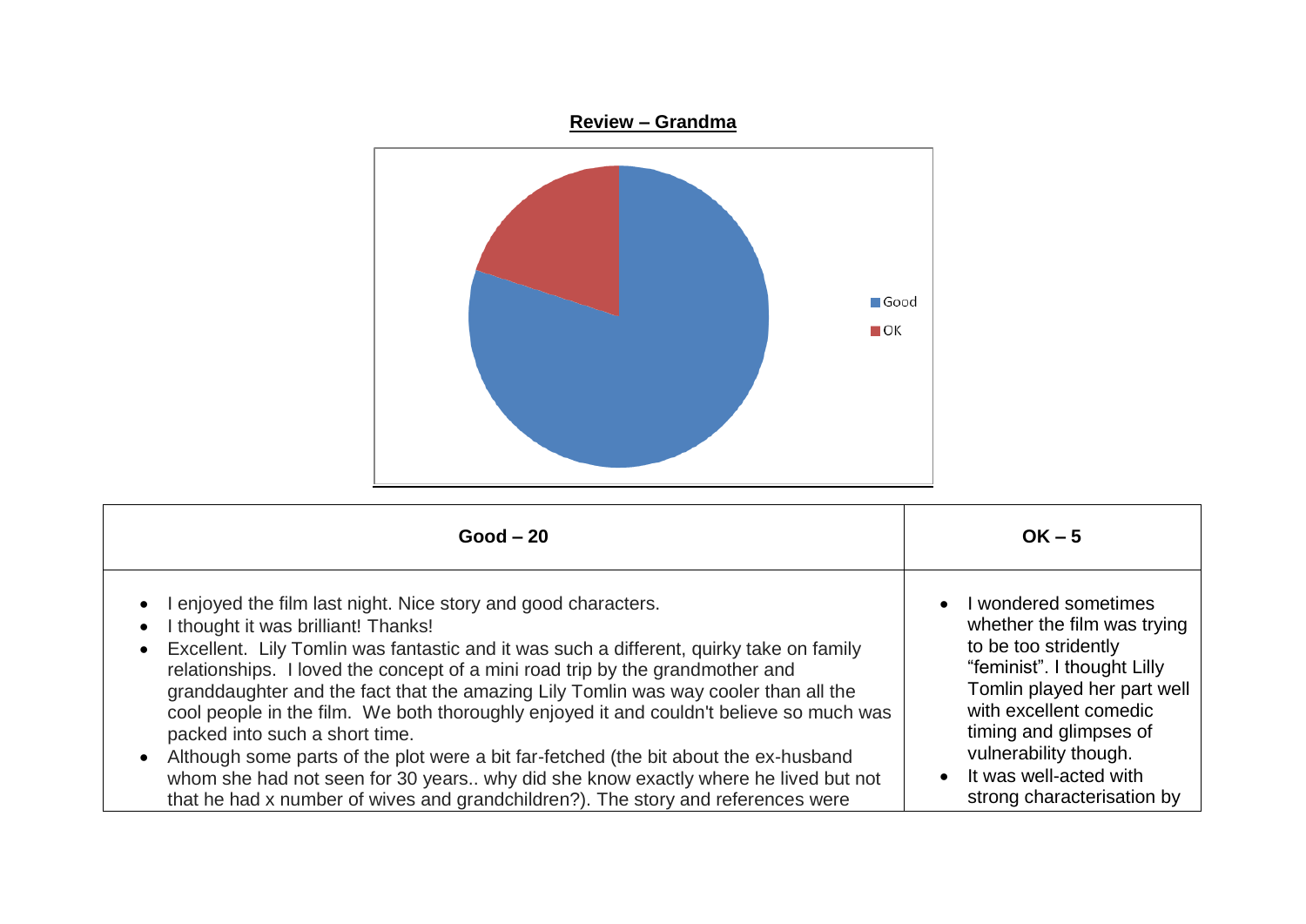**Review – Grandma**

Good
OK

| Good – 20 | OK – 5 |
|---|---|
| • I enjoyed the film last night. Nice story and good characters.<br>• I thought it was brilliant! Thanks!<br>• Excellent. Lily Tomlin was fantastic and it was such a different, quirky take on family relationships. I loved the concept of a mini road trip by the grandmother and granddaughter and the fact that the amazing Lily Tomlin was way cooler than all the cool people in the film. We both thoroughly enjoyed it and couldn't believe so much was packed into such a short time.<br>• Although some parts of the plot were a bit far-fetched (the bit about the ex-husband whom she had not seen for 30 years.. why did she know exactly where he lived but not that he had x number of wives and grandchildren?). The story and references were | • I wondered sometimes whether the film was trying to be too stridently "feminist". I thought Lilly Tomlin played her part well with excellent comedic timing and glimpses of vulnerability though.<br>• It was well-acted with strong characterisation by |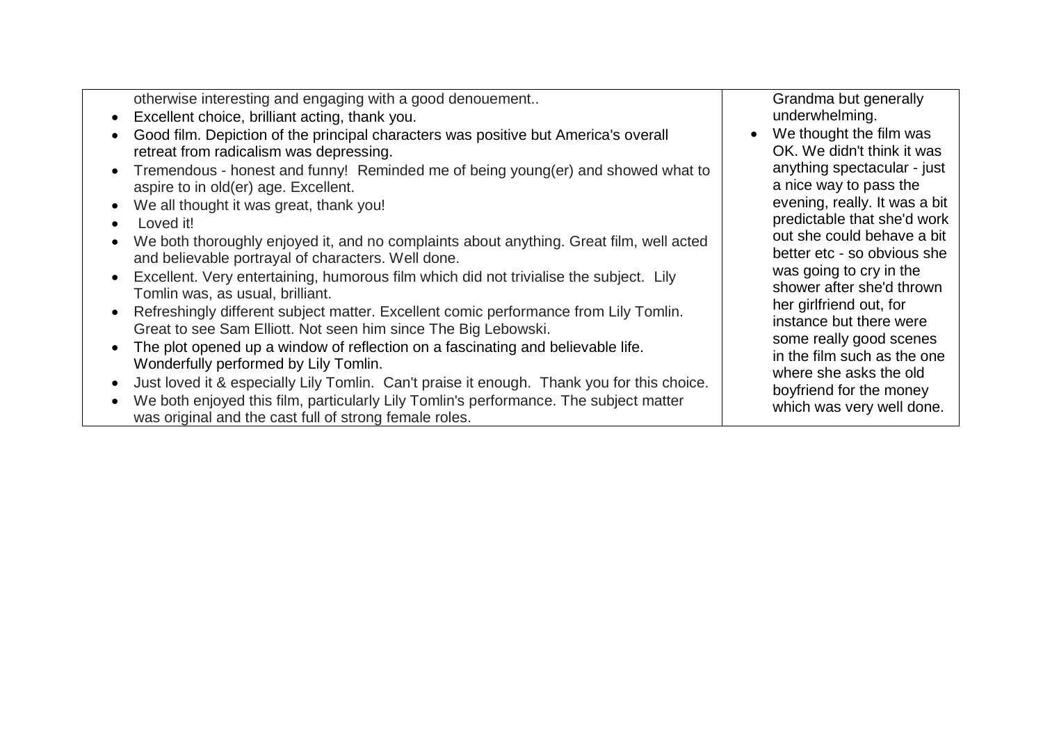| | |
|---|---|
| otherwise interesting and engaging with a good denouement..<br>• Excellent choice, brilliant acting, thank you.<br>• Good film. Depiction of the principal characters was positive but America's overall retreat from radicalism was depressing.<br>• Tremendous - honest and funny! Reminded me of being young(er) and showed what to aspire to in old(er) age. Excellent.<br>• We all thought it was great, thank you!<br>• Loved it!<br>• We both thoroughly enjoyed it, and no complaints about anything. Great film, well acted and believable portrayal of characters. Well done.<br>• Excellent. Very entertaining, humorous film which did not trivialise the subject. Lily Tomlin was, as usual, brilliant.<br>• Refreshingly different subject matter. Excellent comic performance from Lily Tomlin. Great to see Sam Elliott. Not seen him since The Big Lebowski.<br>• The plot opened up a window of reflection on a fascinating and believable life. Wonderfully performed by Lily Tomlin.<br>• Just loved it & especially Lily Tomlin. Can't praise it enough. Thank you for this choice.<br>• We both enjoyed this film, particularly Lily Tomlin's performance. The subject matter was original and the cast full of strong female roles. | Grandma but generally underwhelming.<br>• We thought the film was OK. We didn't think it was anything spectacular - just a nice way to pass the evening, really. It was a bit predictable that she'd work out she could behave a bit better etc - so obvious she was going to cry in the shower after she'd thrown her girlfriend out, for instance but there were some really good scenes in the film such as the one where she asks the old boyfriend for the money which was very well done. |